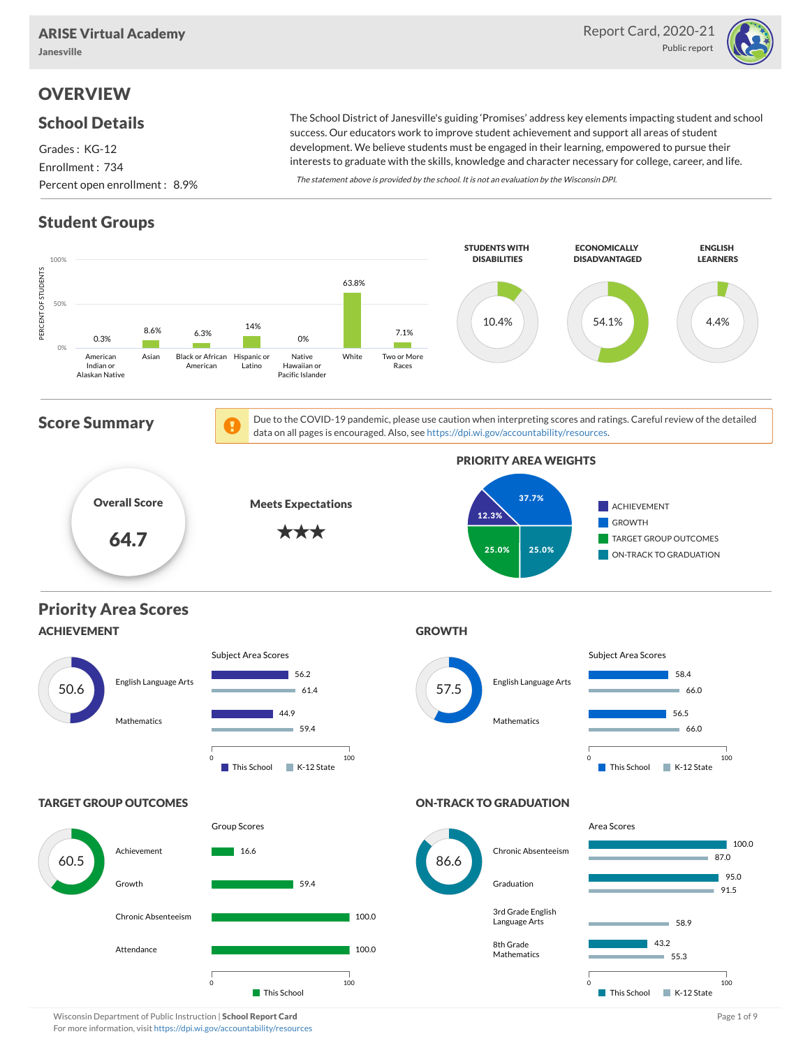# ARISE Virtual Academy

Janesville

Report Card, 2020-21

Public report

## OVERVIEW

### School Details

Grades : KG-12

Enrollment : 734

Percent open enrollment : 8.9%

The School District of Janesville's guiding 'Promises' address key elements impacting student and school success. Our educators work to improve student achievement and support all areas of student development. We believe students must be engaged in their learning, empowered to pursue their interests to graduate with the skills, knowledge and character necessary for college, career, and life.

*The statement above is provided by the school. It is not an evaluation by the Wisconsin DPI.*

### Student Groups

| Group | Percent of Students |
|---|---|
| American Indian or Alaskan Native | 0.3% |
| Asian | 8.6% |
| Black or African American | 6.3% |
| Hispanic or Latino | 14% |
| Native Hawaiian or Pacific Islander | 0% |
| White | 63.8% |
| Two or More Races | 7.1% |

| Students with Disabilities | Economically Disadvantaged | English Learners |
|---|---|---|
| 10.4% | 54.1% | 4.4% |

### Score Summary

Due to the COVID-19 pandemic, please use caution when interpreting scores and ratings. Careful review of the detailed data on all pages is encouraged. Also, see https://dpi.wi.gov/accountability/resources.

**Overall Score:** 64.7

**Meets Expectations** ★★★

**Priority Area Weights**

| Priority Area | Weight |
|---|---|
| Achievement | 12.3% |
| Growth | 37.7% |
| Target Group Outcomes | 25.0% |
| On-Track to Graduation | 25.0% |

### Priority Area Scores

#### ACHIEVEMENT

Score: 50.6

| Subject Area | This School | K-12 State |
|---|---|---|
| English Language Arts | 56.2 | 61.4 |
| Mathematics | 44.9 | 59.4 |

#### GROWTH

Score: 57.5

| Subject Area | This School | K-12 State |
|---|---|---|
| English Language Arts | 58.4 | 66.0 |
| Mathematics | 56.5 | 66.0 |

#### TARGET GROUP OUTCOMES

Score: 60.5

| Group | This School |
|---|---|
| Achievement | 16.6 |
| Growth | 59.4 |
| Chronic Absenteeism | 100.0 |
| Attendance | 100.0 |

#### ON-TRACK TO GRADUATION

Score: 86.6

| Area | This School | K-12 State |
|---|---|---|
| Chronic Absenteeism | 100.0 | 87.0 |
| Graduation | 95.0 | 91.5 |
| 3rd Grade English Language Arts | | 58.9 |
| 8th Grade Mathematics | 43.2 | 55.3 |

Wisconsin Department of Public Instruction | **School Report Card**
For more information, visit https://dpi.wi.gov/accountability/resources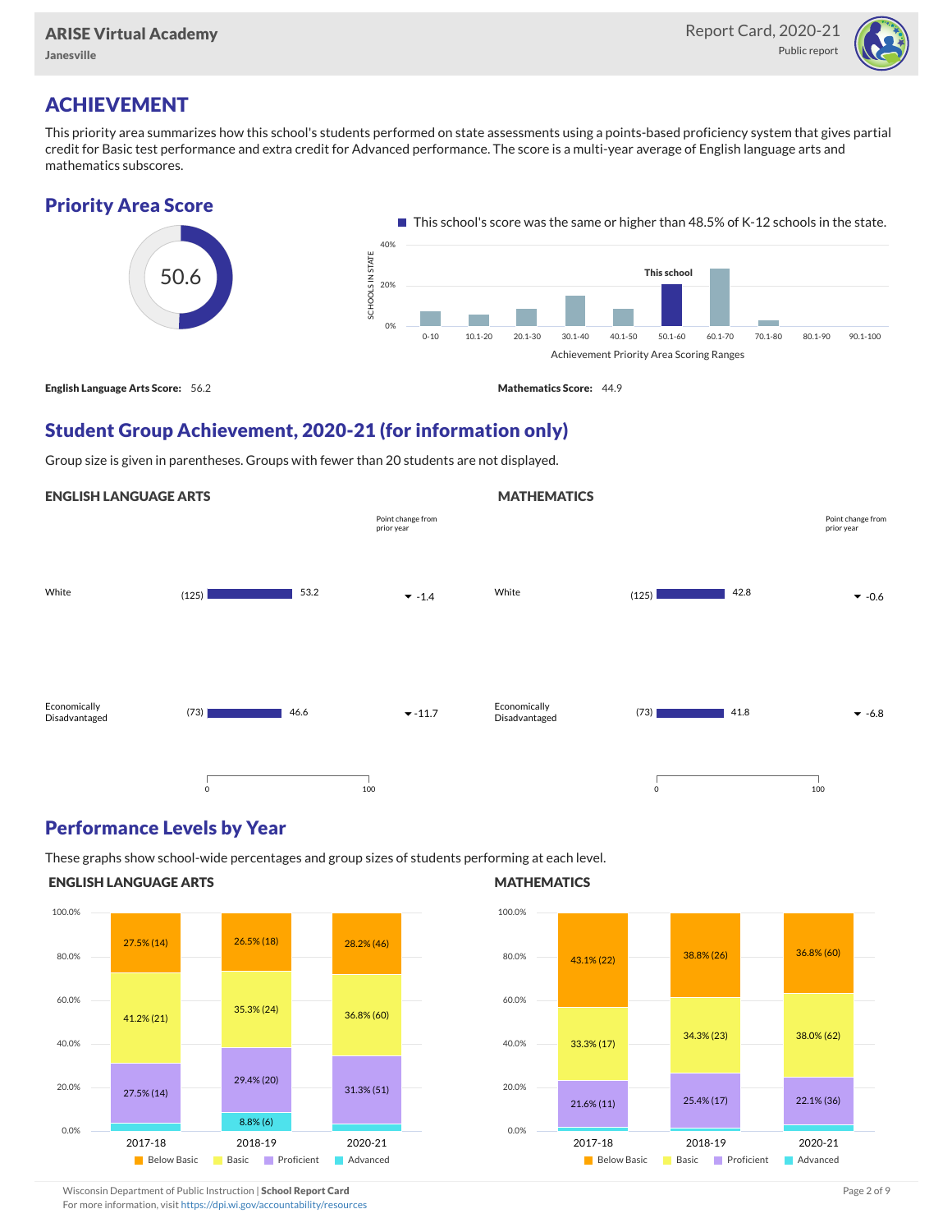# ACHIEVEMENT

This priority area summarizes how this school's students performed on state assessments using a points-based proficiency system that gives partial credit for Basic test performance and extra credit for Advanced performance. The score is a multi-year average of English language arts and mathematics subscores.

## Priority Area Score

50.6

This school's score was the same or higher than 48.5% of K-12 schools in the state.

**English Language Arts Score:** 56.2

**Mathematics Score:** 44.9

## Student Group Achievement, 2020-21 (for information only)

Group size is given in parentheses. Groups with fewer than 20 students are not displayed.

### ENGLISH LANGUAGE ARTS

| Group | Size | Score | Point change from prior year |
|---|---|---|---|
| White | (125) | 53.2 | -1.4 |
| Economically Disadvantaged | (73) | 46.6 | -11.7 |

### MATHEMATICS

| Group | Size | Score | Point change from prior year |
|---|---|---|---|
| White | (125) | 42.8 | -0.6 |
| Economically Disadvantaged | (73) | 41.8 | -6.8 |

## Performance Levels by Year

These graphs show school-wide percentages and group sizes of students performing at each level.

### ENGLISH LANGUAGE ARTS

| Level | 2017-18 | 2018-19 | 2020-21 |
|---|---|---|---|
| Below Basic | 27.5% (14) | 26.5% (18) | 28.2% (46) |
| Basic | 41.2% (21) | 35.3% (24) | 36.8% (60) |
| Proficient | 27.5% (14) | 29.4% (20) | 31.3% (51) |
| Advanced | | 8.8% (6) | |

### MATHEMATICS

| Level | 2017-18 | 2018-19 | 2020-21 |
|---|---|---|---|
| Below Basic | 43.1% (22) | 38.8% (26) | 36.8% (60) |
| Basic | 33.3% (17) | 34.3% (23) | 38.0% (62) |
| Proficient | 21.6% (11) | 25.4% (17) | 22.1% (36) |
| Advanced | | | |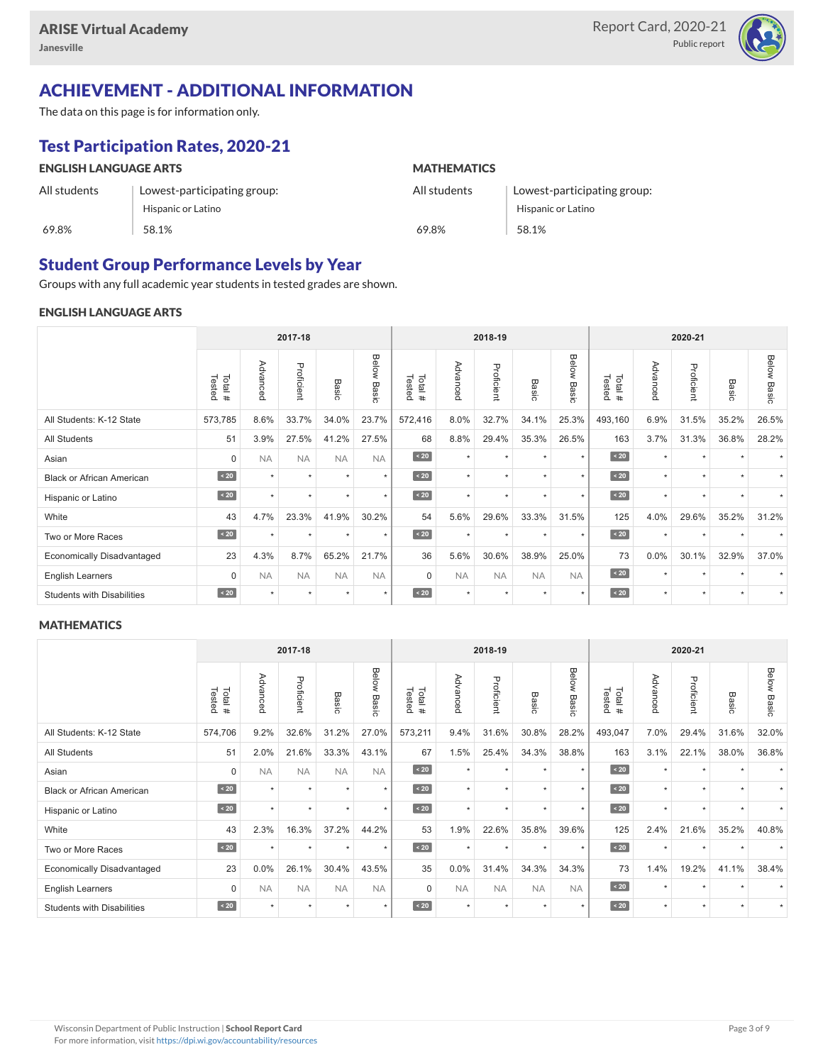## ACHIEVEMENT - ADDITIONAL INFORMATION

The data on this page is for information only.

### Test Participation Rates, 2020-21

| | ENGLISH LANGUAGE ARTS | | MATHEMATICS |
|---|---|---|---|
| All students | Lowest-participating group: Hispanic or Latino | All students | Lowest-participating group: Hispanic or Latino |
| 69.8% | 58.1% | 69.8% | 58.1% |

### Student Group Performance Levels by Year

Groups with any full academic year students in tested grades are shown.

#### ENGLISH LANGUAGE ARTS

| | 2017-18 | | | | | 2018-19 | | | | | 2020-21 | | | | |
|---|---|---|---|---|---|---|---|---|---|---|---|---|---|---|---|
| | Total # Tested | Advanced | Proficient | Basic | Below Basic | Total # Tested | Advanced | Proficient | Basic | Below Basic | Total # Tested | Advanced | Proficient | Basic | Below Basic |
| All Students: K-12 State | 573,785 | 8.6% | 33.7% | 34.0% | 23.7% | 572,416 | 8.0% | 32.7% | 34.1% | 25.3% | 493,160 | 6.9% | 31.5% | 35.2% | 26.5% |
| All Students | 51 | 3.9% | 27.5% | 41.2% | 27.5% | 68 | 8.8% | 29.4% | 35.3% | 26.5% | 163 | 3.7% | 31.3% | 36.8% | 28.2% |
| Asian | 0 | NA | NA | NA | NA | < 20 | * | * | * | * | < 20 | * | * | * | * |
| Black or African American | < 20 | * | * | * | * | < 20 | * | * | * | * | < 20 | * | * | * | * |
| Hispanic or Latino | < 20 | * | * | * | * | < 20 | * | * | * | * | < 20 | * | * | * | * |
| White | 43 | 4.7% | 23.3% | 41.9% | 30.2% | 54 | 5.6% | 29.6% | 33.3% | 31.5% | 125 | 4.0% | 29.6% | 35.2% | 31.2% |
| Two or More Races | < 20 | * | * | * | * | < 20 | * | * | * | * | < 20 | * | * | * | * |
| Economically Disadvantaged | 23 | 4.3% | 8.7% | 65.2% | 21.7% | 36 | 5.6% | 30.6% | 38.9% | 25.0% | 73 | 0.0% | 30.1% | 32.9% | 37.0% |
| English Learners | 0 | NA | NA | NA | NA | 0 | NA | NA | NA | NA | < 20 | * | * | * | * |
| Students with Disabilities | < 20 | * | * | * | * | < 20 | * | * | * | * | < 20 | * | * | * | * |

#### MATHEMATICS

| | 2017-18 | | | | | 2018-19 | | | | | 2020-21 | | | | |
|---|---|---|---|---|---|---|---|---|---|---|---|---|---|---|---|
| | Total # Tested | Advanced | Proficient | Basic | Below Basic | Total # Tested | Advanced | Proficient | Basic | Below Basic | Total # Tested | Advanced | Proficient | Basic | Below Basic |
| All Students: K-12 State | 574,706 | 9.2% | 32.6% | 31.2% | 27.0% | 573,211 | 9.4% | 31.6% | 30.8% | 28.2% | 493,047 | 7.0% | 29.4% | 31.6% | 32.0% |
| All Students | 51 | 2.0% | 21.6% | 33.3% | 43.1% | 67 | 1.5% | 25.4% | 34.3% | 38.8% | 163 | 3.1% | 22.1% | 38.0% | 36.8% |
| Asian | 0 | NA | NA | NA | NA | < 20 | * | * | * | * | < 20 | * | * | * | * |
| Black or African American | < 20 | * | * | * | * | < 20 | * | * | * | * | < 20 | * | * | * | * |
| Hispanic or Latino | < 20 | * | * | * | * | < 20 | * | * | * | * | < 20 | * | * | * | * |
| White | 43 | 2.3% | 16.3% | 37.2% | 44.2% | 53 | 1.9% | 22.6% | 35.8% | 39.6% | 125 | 2.4% | 21.6% | 35.2% | 40.8% |
| Two or More Races | < 20 | * | * | * | * | < 20 | * | * | * | * | < 20 | * | * | * | * |
| Economically Disadvantaged | 23 | 0.0% | 26.1% | 30.4% | 43.5% | 35 | 0.0% | 31.4% | 34.3% | 34.3% | 73 | 1.4% | 19.2% | 41.1% | 38.4% |
| English Learners | 0 | NA | NA | NA | NA | 0 | NA | NA | NA | NA | < 20 | * | * | * | * |
| Students with Disabilities | < 20 | * | * | * | * | < 20 | * | * | * | * | < 20 | * | * | * | * |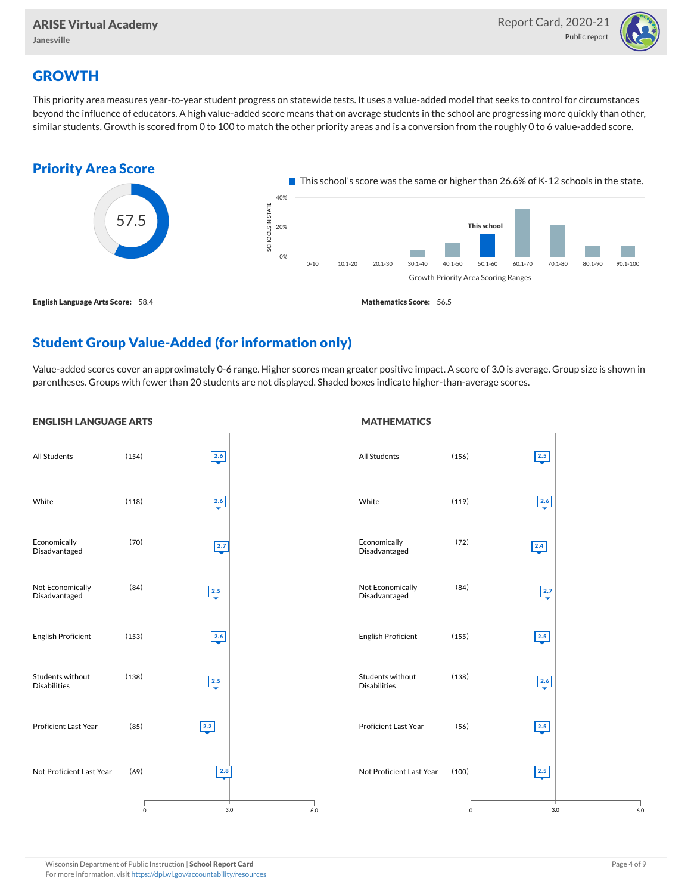ARISE Virtual Academy
Janesville

Report Card, 2020-21
Public report

## GROWTH

This priority area measures year-to-year student progress on statewide tests. It uses a value-added model that seeks to control for circumstances beyond the influence of educators. A high value-added score means that on average students in the school are progressing more quickly than other, similar students. Growth is scored from 0 to 100 to match the other priority areas and is a conversion from the roughly 0 to 6 value-added score.

### Priority Area Score

57.5

This school's score was the same or higher than 26.6% of K-12 schools in the state.

Growth Priority Area Scoring Ranges: 0-10, 10.1-20, 20.1-30, 30.1-40, 40.1-50, 50.1-60 (This school), 60.1-70, 70.1-80, 80.1-90, 90.1-100

**English Language Arts Score:** 58.4

**Mathematics Score:** 56.5

### Student Group Value-Added (for information only)

Value-added scores cover an approximately 0-6 range. Higher scores mean greater positive impact. A score of 3.0 is average. Group size is shown in parentheses. Groups with fewer than 20 students are not displayed. Shaded boxes indicate higher-than-average scores.

#### ENGLISH LANGUAGE ARTS

| Group | Size | Value-Added |
|---|---|---|
| All Students | (154) | 2.6 |
| White | (118) | 2.6 |
| Economically Disadvantaged | (70) | 2.7 |
| Not Economically Disadvantaged | (84) | 2.5 |
| English Proficient | (153) | 2.6 |
| Students without Disabilities | (138) | 2.5 |
| Proficient Last Year | (85) | 2.2 |
| Not Proficient Last Year | (69) | 2.8 |

#### MATHEMATICS

| Group | Size | Value-Added |
|---|---|---|
| All Students | (156) | 2.5 |
| White | (119) | 2.6 |
| Economically Disadvantaged | (72) | 2.4 |
| Not Economically Disadvantaged | (84) | 2.7 |
| English Proficient | (155) | 2.5 |
| Students without Disabilities | (138) | 2.6 |
| Proficient Last Year | (56) | 2.5 |
| Not Proficient Last Year | (100) | 2.5 |

Wisconsin Department of Public Instruction | **School Report Card**
For more information, visit https://dpi.wi.gov/accountability/resources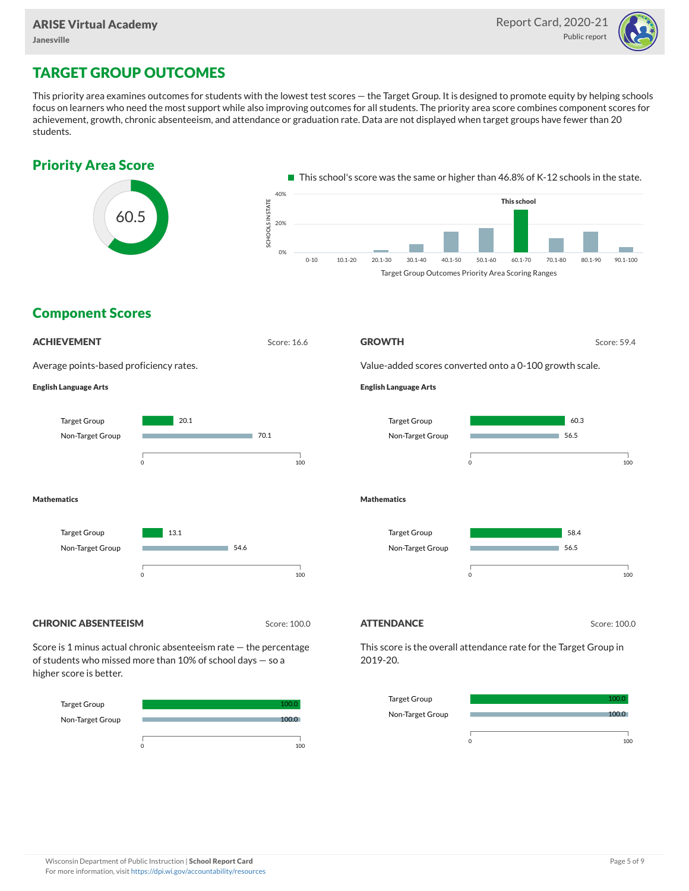# TARGET GROUP OUTCOMES

This priority area examines outcomes for students with the lowest test scores — the Target Group. It is designed to promote equity by helping schools focus on learners who need the most support while also improving outcomes for all students. The priority area score combines component scores for achievement, growth, chronic absenteeism, and attendance or graduation rate. Data are not displayed when target groups have fewer than 20 students.

## Priority Area Score

60.5

This school's score was the same or higher than 46.8% of K-12 schools in the state.

Target Group Outcomes Priority Area Scoring Ranges: 0-10, 10.1-20, 20.1-30, 30.1-40, 40.1-50, 50.1-60, 60.1-70 (This school), 70.1-80, 80.1-90, 90.1-100

## Component Scores

### ACHIEVEMENT

Score: 16.6

Average points-based proficiency rates.

**English Language Arts**

| | Score |
|---|---|
| Target Group | 20.1 |
| Non-Target Group | 70.1 |

**Mathematics**

| | Score |
|---|---|
| Target Group | 13.1 |
| Non-Target Group | 54.6 |

### GROWTH

Score: 59.4

Value-added scores converted onto a 0-100 growth scale.

**English Language Arts**

| | Score |
|---|---|
| Target Group | 60.3 |
| Non-Target Group | 56.5 |

**Mathematics**

| | Score |
|---|---|
| Target Group | 58.4 |
| Non-Target Group | 56.5 |

### CHRONIC ABSENTEEISM

Score: 100.0

Score is 1 minus actual chronic absenteeism rate — the percentage of students who missed more than 10% of school days — so a higher score is better.

| | Score |
|---|---|
| Target Group | 100.0 |
| Non-Target Group | 100.0 |

### ATTENDANCE

Score: 100.0

This score is the overall attendance rate for the Target Group in 2019-20.

| | Score |
|---|---|
| Target Group | 100.0 |
| Non-Target Group | 100.0 |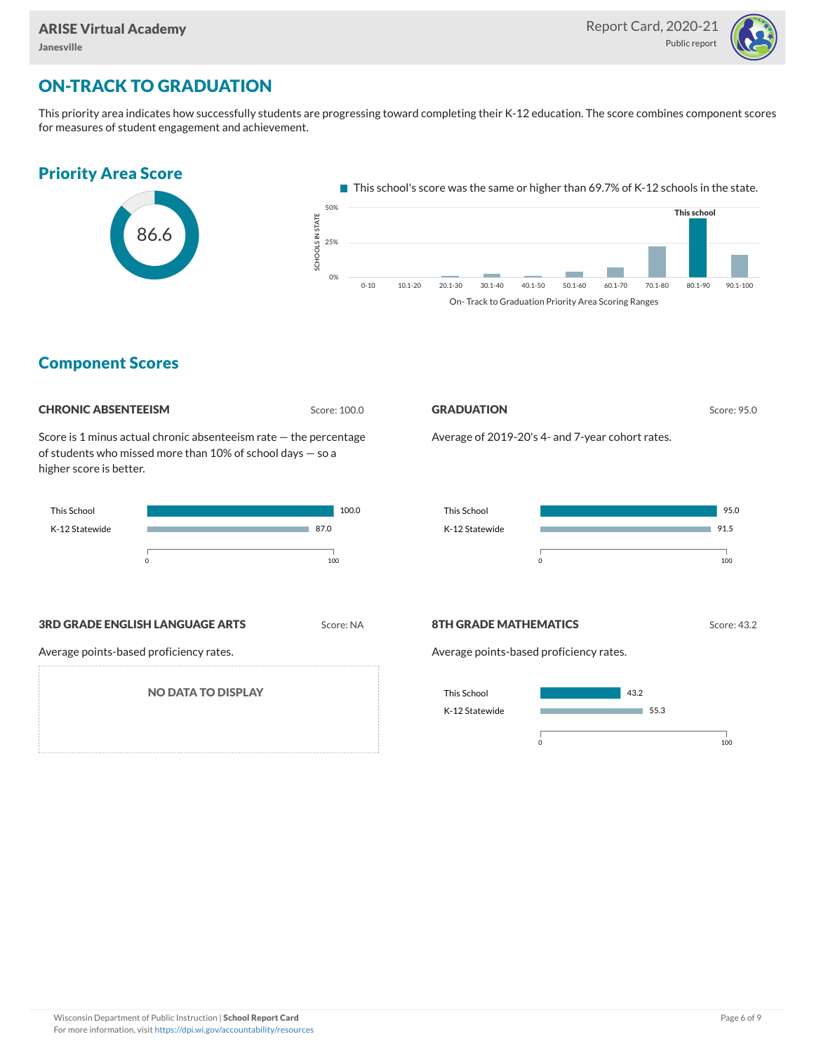# ON-TRACK TO GRADUATION

This priority area indicates how successfully students are progressing toward completing their K-12 education. The score combines component scores for measures of student engagement and achievement.

## Priority Area Score

86.6

This school's score was the same or higher than 69.7% of K-12 schools in the state.

On- Track to Graduation Priority Area Scoring Ranges

## Component Scores

### CHRONIC ABSENTEEISM

Score: 100.0

Score is 1 minus actual chronic absenteeism rate — the percentage of students who missed more than 10% of school days — so a higher score is better.

| | Score |
|---|---|
| This School | 100.0 |
| K-12 Statewide | 87.0 |

### GRADUATION

Score: 95.0

Average of 2019-20's 4- and 7-year cohort rates.

| | Score |
|---|---|
| This School | 95.0 |
| K-12 Statewide | 91.5 |

### 3RD GRADE ENGLISH LANGUAGE ARTS

Score: NA

Average points-based proficiency rates.

NO DATA TO DISPLAY

### 8TH GRADE MATHEMATICS

Score: 43.2

Average points-based proficiency rates.

| | Score |
|---|---|
| This School | 43.2 |
| K-12 Statewide | 55.3 |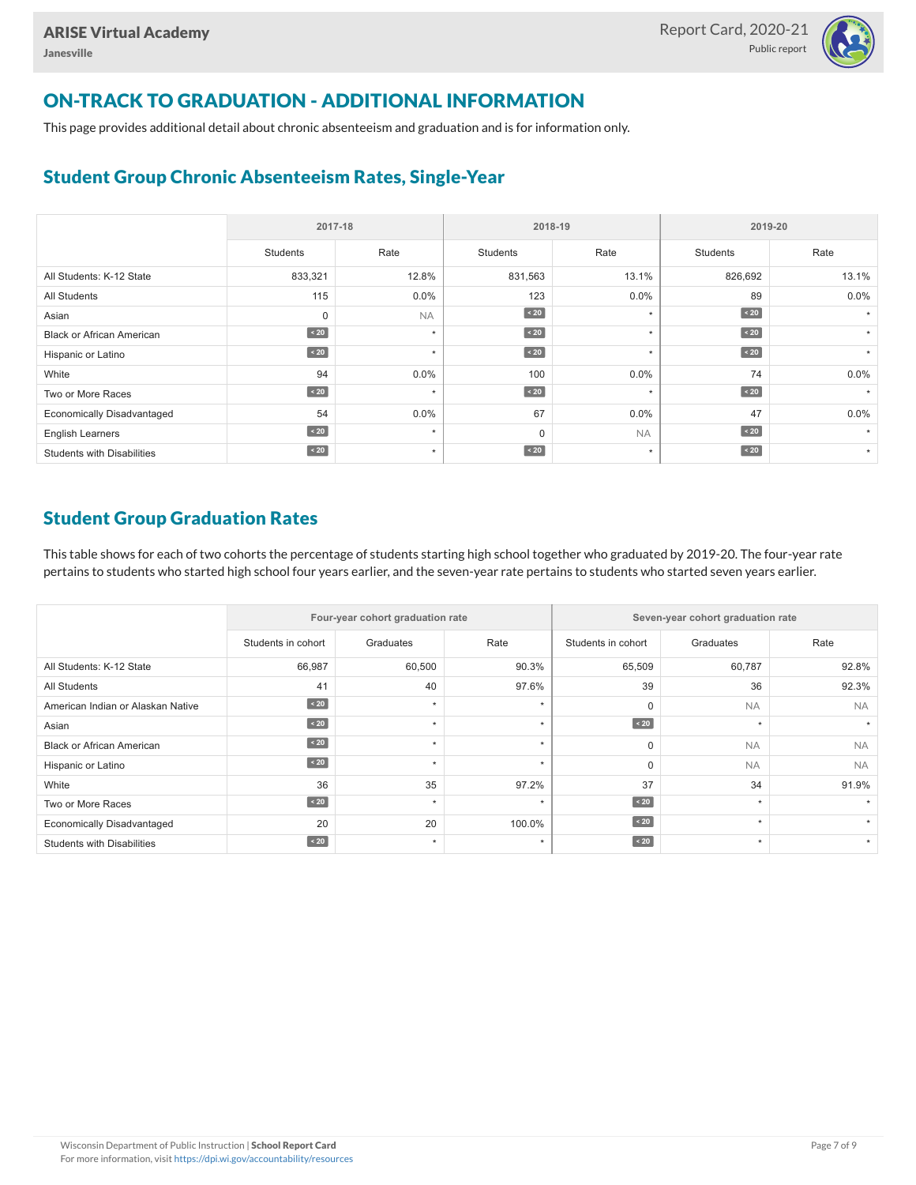## ON-TRACK TO GRADUATION - ADDITIONAL INFORMATION

This page provides additional detail about chronic absenteeism and graduation and is for information only.

### Student Group Chronic Absenteeism Rates, Single-Year

| | 2017-18 | | 2018-19 | | 2019-20 | |
|---|---|---|---|---|---|---|
| | Students | Rate | Students | Rate | Students | Rate |
| All Students: K-12 State | 833,321 | 12.8% | 831,563 | 13.1% | 826,692 | 13.1% |
| All Students | 115 | 0.0% | 123 | 0.0% | 89 | 0.0% |
| Asian | 0 | NA | < 20 | * | < 20 | * |
| Black or African American | < 20 | * | < 20 | * | < 20 | * |
| Hispanic or Latino | < 20 | * | < 20 | * | < 20 | * |
| White | 94 | 0.0% | 100 | 0.0% | 74 | 0.0% |
| Two or More Races | < 20 | * | < 20 | * | < 20 | * |
| Economically Disadvantaged | 54 | 0.0% | 67 | 0.0% | 47 | 0.0% |
| English Learners | < 20 | * | 0 | NA | < 20 | * |
| Students with Disabilities | < 20 | * | < 20 | * | < 20 | * |

### Student Group Graduation Rates

This table shows for each of two cohorts the percentage of students starting high school together who graduated by 2019-20. The four-year rate pertains to students who started high school four years earlier, and the seven-year rate pertains to students who started seven years earlier.

| | Four-year cohort graduation rate | | | Seven-year cohort graduation rate | | |
|---|---|---|---|---|---|---|
| | Students in cohort | Graduates | Rate | Students in cohort | Graduates | Rate |
| All Students: K-12 State | 66,987 | 60,500 | 90.3% | 65,509 | 60,787 | 92.8% |
| All Students | 41 | 40 | 97.6% | 39 | 36 | 92.3% |
| American Indian or Alaskan Native | < 20 | * | * | 0 | NA | NA |
| Asian | < 20 | * | * | < 20 | * | * |
| Black or African American | < 20 | * | * | 0 | NA | NA |
| Hispanic or Latino | < 20 | * | * | 0 | NA | NA |
| White | 36 | 35 | 97.2% | 37 | 34 | 91.9% |
| Two or More Races | < 20 | * | * | < 20 | * | * |
| Economically Disadvantaged | 20 | 20 | 100.0% | < 20 | * | * |
| Students with Disabilities | < 20 | * | * | < 20 | * | * |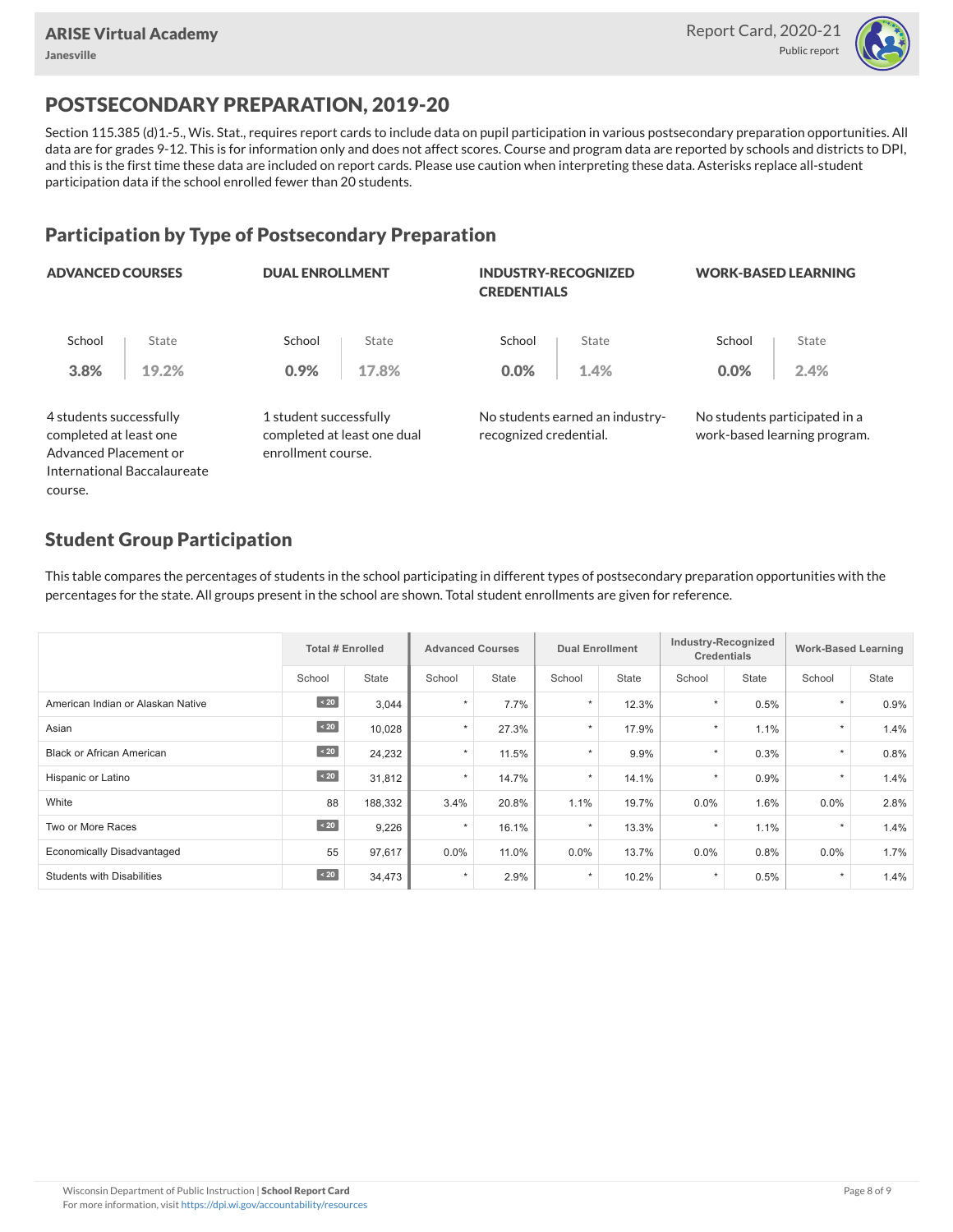## POSTSECONDARY PREPARATION, 2019-20

Section 115.385 (d)1.-5., Wis. Stat., requires report cards to include data on pupil participation in various postsecondary preparation opportunities. All data are for grades 9-12. This is for information only and does not affect scores. Course and program data are reported by schools and districts to DPI, and this is the first time these data are included on report cards. Please use caution when interpreting these data. Asterisks replace all-student participation data if the school enrolled fewer than 20 students.

### Participation by Type of Postsecondary Preparation

**ADVANCED COURSES**

| School | State |
|---|---|
| 3.8% | 19.2% |

4 students successfully completed at least one Advanced Placement or International Baccalaureate course.

**DUAL ENROLLMENT**

| School | State |
|---|---|
| 0.9% | 17.8% |

1 student successfully completed at least one dual enrollment course.

**INDUSTRY-RECOGNIZED CREDENTIALS**

| School | State |
|---|---|
| 0.0% | 1.4% |

No students earned an industry-recognized credential.

**WORK-BASED LEARNING**

| School | State |
|---|---|
| 0.0% | 2.4% |

No students participated in a work-based learning program.

### Student Group Participation

This table compares the percentages of students in the school participating in different types of postsecondary preparation opportunities with the percentages for the state. All groups present in the school are shown. Total student enrollments are given for reference.

| | Total # Enrolled | | Advanced Courses | | Dual Enrollment | | Industry-Recognized Credentials | | Work-Based Learning | |
|---|---|---|---|---|---|---|---|---|---|---|
| | School | State | School | State | School | State | School | State | School | State |
| American Indian or Alaskan Native | < 20 | 3,044 | * | 7.7% | * | 12.3% | * | 0.5% | * | 0.9% |
| Asian | < 20 | 10,028 | * | 27.3% | * | 17.9% | * | 1.1% | * | 1.4% |
| Black or African American | < 20 | 24,232 | * | 11.5% | * | 9.9% | * | 0.3% | * | 0.8% |
| Hispanic or Latino | < 20 | 31,812 | * | 14.7% | * | 14.1% | * | 0.9% | * | 1.4% |
| White | 88 | 188,332 | 3.4% | 20.8% | 1.1% | 19.7% | 0.0% | 1.6% | 0.0% | 2.8% |
| Two or More Races | < 20 | 9,226 | * | 16.1% | * | 13.3% | * | 1.1% | * | 1.4% |
| Economically Disadvantaged | 55 | 97,617 | 0.0% | 11.0% | 0.0% | 13.7% | 0.0% | 0.8% | 0.0% | 1.7% |
| Students with Disabilities | < 20 | 34,473 | * | 2.9% | * | 10.2% | * | 0.5% | * | 1.4% |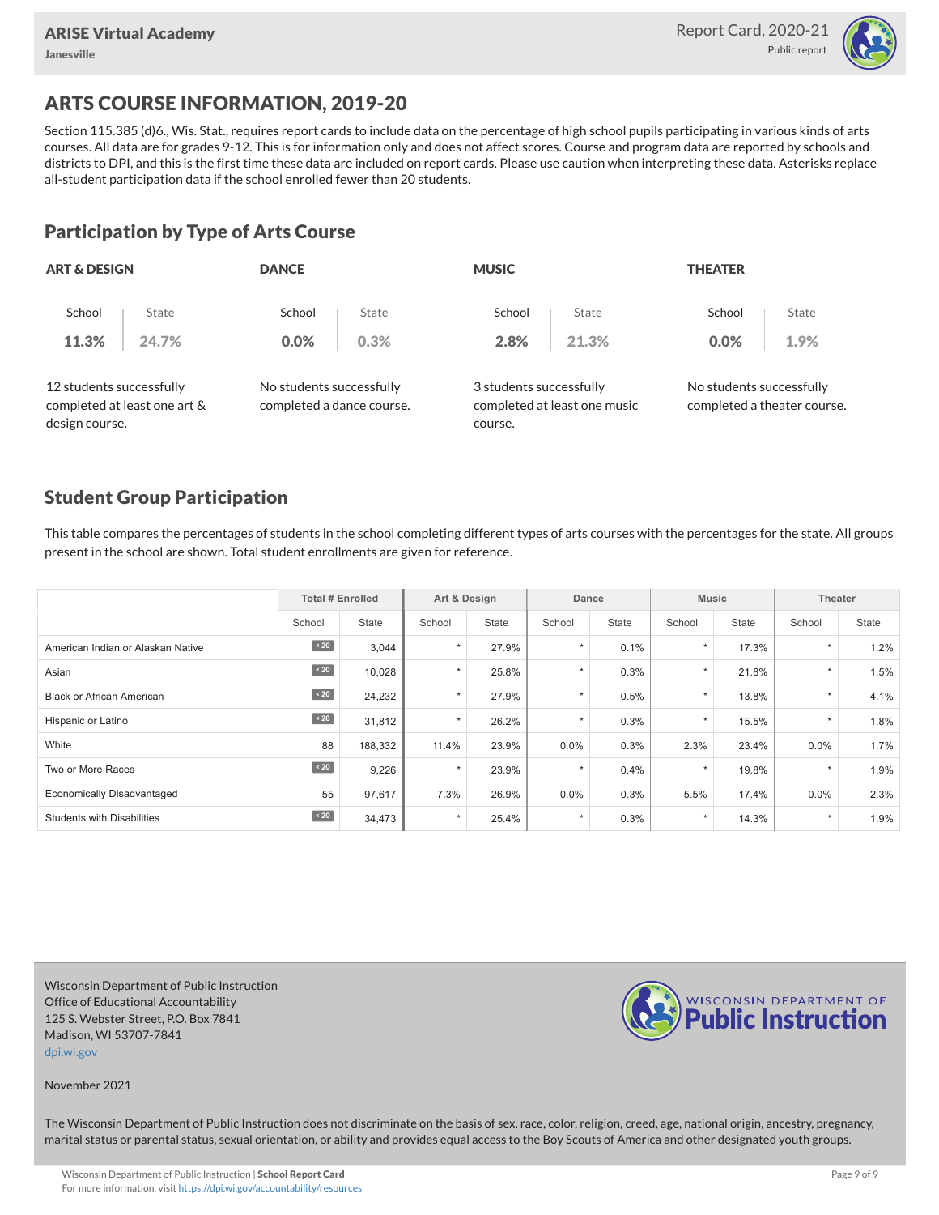## ARTS COURSE INFORMATION, 2019-20

Section 115.385 (d)6., Wis. Stat., requires report cards to include data on the percentage of high school pupils participating in various kinds of arts courses. All data are for grades 9-12. This is for information only and does not affect scores. Course and program data are reported by schools and districts to DPI, and this is the first time these data are included on report cards. Please use caution when interpreting these data. Asterisks replace all-student participation data if the school enrolled fewer than 20 students.

### Participation by Type of Arts Course

**ART & DESIGN**

School **11.3%** | State **24.7%**

12 students successfully completed at least one art & design course.

**DANCE**

School **0.0%** | State **0.3%**

No students successfully completed a dance course.

**MUSIC**

School **2.8%** | State **21.3%**

3 students successfully completed at least one music course.

**THEATER**

School **0.0%** | State **1.9%**

No students successfully completed a theater course.

### Student Group Participation

This table compares the percentages of students in the school completing different types of arts courses with the percentages for the state. All groups present in the school are shown. Total student enrollments are given for reference.

| | Total # Enrolled | | Art & Design | | Dance | | Music | | Theater | |
|---|---|---|---|---|---|---|---|---|---|---|
| | School | State | School | State | School | State | School | State | School | State |
| American Indian or Alaskan Native | < 20 | 3,044 | * | 27.9% | * | 0.1% | * | 17.3% | * | 1.2% |
| Asian | < 20 | 10,028 | * | 25.8% | * | 0.3% | * | 21.8% | * | 1.5% |
| Black or African American | < 20 | 24,232 | * | 27.9% | * | 0.5% | * | 13.8% | * | 4.1% |
| Hispanic or Latino | < 20 | 31,812 | * | 26.2% | * | 0.3% | * | 15.5% | * | 1.8% |
| White | 88 | 188,332 | 11.4% | 23.9% | 0.0% | 0.3% | 2.3% | 23.4% | 0.0% | 1.7% |
| Two or More Races | < 20 | 9,226 | * | 23.9% | * | 0.4% | * | 19.8% | * | 1.9% |
| Economically Disadvantaged | 55 | 97,617 | 7.3% | 26.9% | 0.0% | 0.3% | 5.5% | 17.4% | 0.0% | 2.3% |
| Students with Disabilities | < 20 | 34,473 | * | 25.4% | * | 0.3% | * | 14.3% | * | 1.9% |

Wisconsin Department of Public Instruction
Office of Educational Accountability
125 S. Webster Street, P.O. Box 7841
Madison, WI 53707-7841
dpi.wi.gov

November 2021

The Wisconsin Department of Public Instruction does not discriminate on the basis of sex, race, color, religion, creed, age, national origin, ancestry, pregnancy, marital status or parental status, sexual orientation, or ability and provides equal access to the Boy Scouts of America and other designated youth groups.